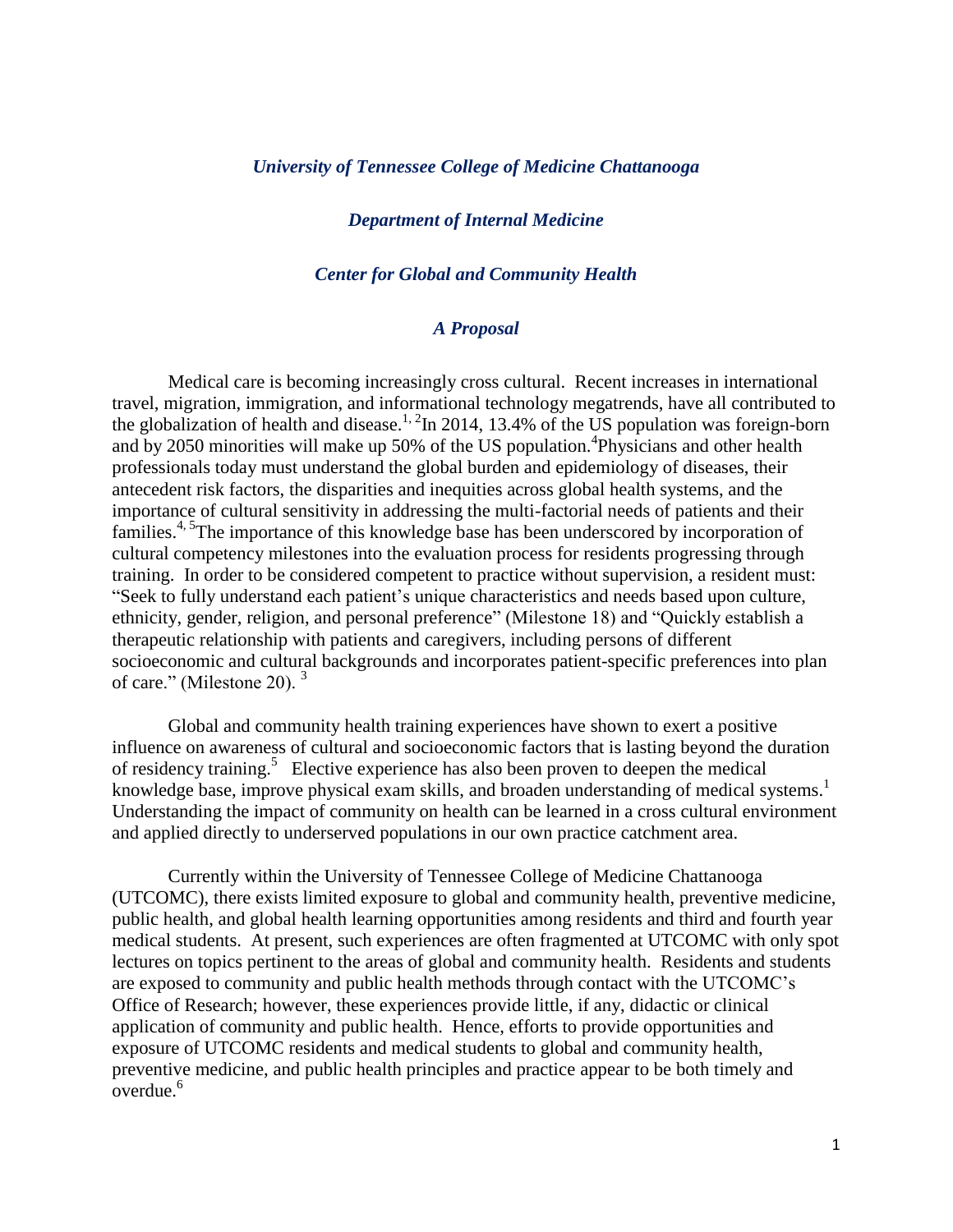***University of Tennessee College of Medicine Chattanooga***

***Department of Internal Medicine***

***Center for Global and Community Health***

***A Proposal***

Medical care is becoming increasingly cross cultural. Recent increases in international travel, migration, immigration, and informational technology megatrends, have all contributed to the globalization of health and disease.[1, 2] In 2014, 13.4% of the US population was foreign-born and by 2050 minorities will make up 50% of the US population.[4] Physicians and other health professionals today must understand the global burden and epidemiology of diseases, their antecedent risk factors, the disparities and inequities across global health systems, and the importance of cultural sensitivity in addressing the multi-factorial needs of patients and their families.[4, 5] The importance of this knowledge base has been underscored by incorporation of cultural competency milestones into the evaluation process for residents progressing through training. In order to be considered competent to practice without supervision, a resident must: "Seek to fully understand each patient's unique characteristics and needs based upon culture, ethnicity, gender, religion, and personal preference" (Milestone 18) and "Quickly establish a therapeutic relationship with patients and caregivers, including persons of different socioeconomic and cultural backgrounds and incorporates patient-specific preferences into plan of care." (Milestone 20).[3]

Global and community health training experiences have shown to exert a positive influence on awareness of cultural and socioeconomic factors that is lasting beyond the duration of residency training.[5] Elective experience has also been proven to deepen the medical knowledge base, improve physical exam skills, and broaden understanding of medical systems.[1] Understanding the impact of community on health can be learned in a cross cultural environment and applied directly to underserved populations in our own practice catchment area.

Currently within the University of Tennessee College of Medicine Chattanooga (UTCOMC), there exists limited exposure to global and community health, preventive medicine, public health, and global health learning opportunities among residents and third and fourth year medical students. At present, such experiences are often fragmented at UTCOMC with only spot lectures on topics pertinent to the areas of global and community health. Residents and students are exposed to community and public health methods through contact with the UTCOMC's Office of Research; however, these experiences provide little, if any, didactic or clinical application of community and public health. Hence, efforts to provide opportunities and exposure of UTCOMC residents and medical students to global and community health, preventive medicine, and public health principles and practice appear to be both timely and overdue.[6]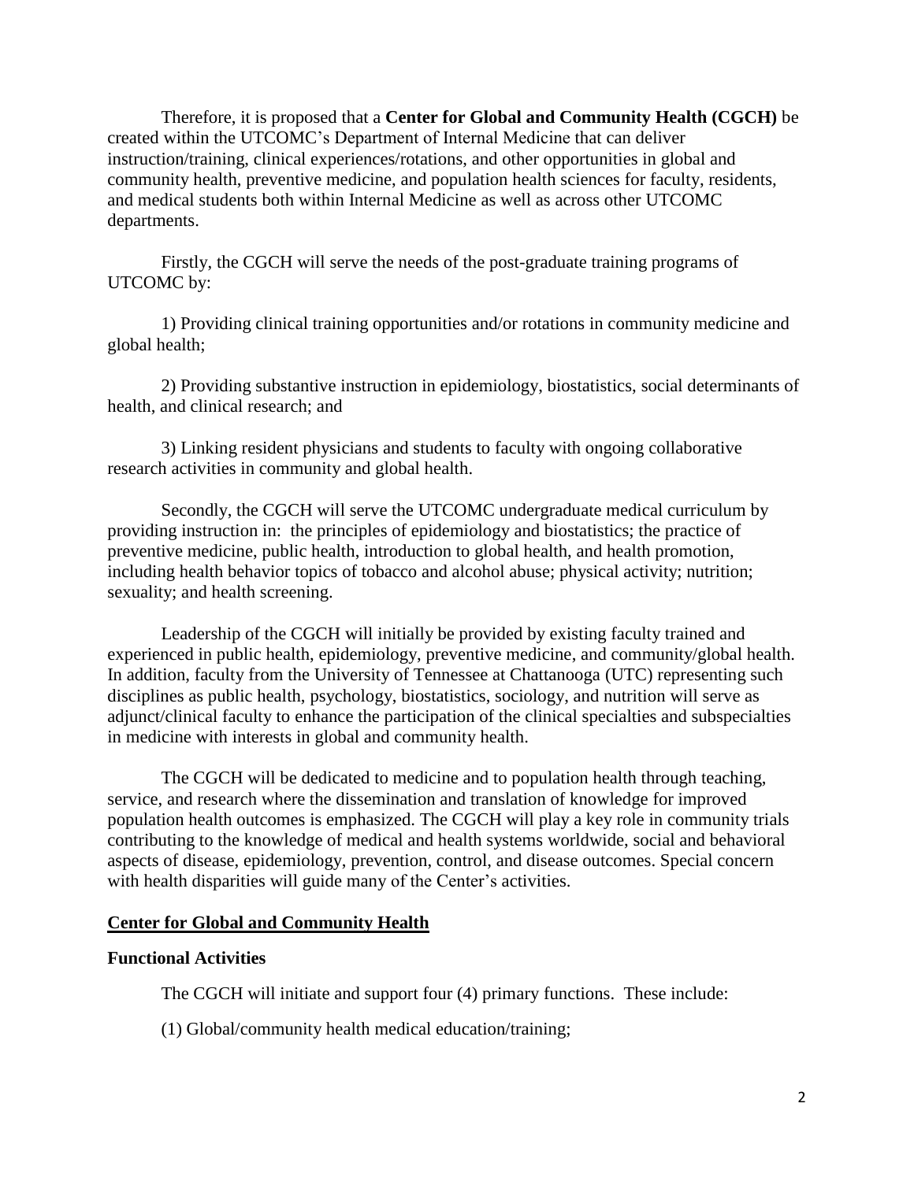Therefore, it is proposed that a **Center for Global and Community Health (CGCH)** be created within the UTCOMC's Department of Internal Medicine that can deliver instruction/training, clinical experiences/rotations, and other opportunities in global and community health, preventive medicine, and population health sciences for faculty, residents, and medical students both within Internal Medicine as well as across other UTCOMC departments.

Firstly, the CGCH will serve the needs of the post-graduate training programs of UTCOMC by:

1) Providing clinical training opportunities and/or rotations in community medicine and global health;

2) Providing substantive instruction in epidemiology, biostatistics, social determinants of health, and clinical research; and

3) Linking resident physicians and students to faculty with ongoing collaborative research activities in community and global health.

Secondly, the CGCH will serve the UTCOMC undergraduate medical curriculum by providing instruction in: the principles of epidemiology and biostatistics; the practice of preventive medicine, public health, introduction to global health, and health promotion, including health behavior topics of tobacco and alcohol abuse; physical activity; nutrition; sexuality; and health screening.

Leadership of the CGCH will initially be provided by existing faculty trained and experienced in public health, epidemiology, preventive medicine, and community/global health. In addition, faculty from the University of Tennessee at Chattanooga (UTC) representing such disciplines as public health, psychology, biostatistics, sociology, and nutrition will serve as adjunct/clinical faculty to enhance the participation of the clinical specialties and subspecialties in medicine with interests in global and community health.

The CGCH will be dedicated to medicine and to population health through teaching, service, and research where the dissemination and translation of knowledge for improved population health outcomes is emphasized. The CGCH will play a key role in community trials contributing to the knowledge of medical and health systems worldwide, social and behavioral aspects of disease, epidemiology, prevention, control, and disease outcomes. Special concern with health disparities will guide many of the Center's activities.

## Center for Global and Community Health

### Functional Activities

The CGCH will initiate and support four (4) primary functions. These include:

(1) Global/community health medical education/training;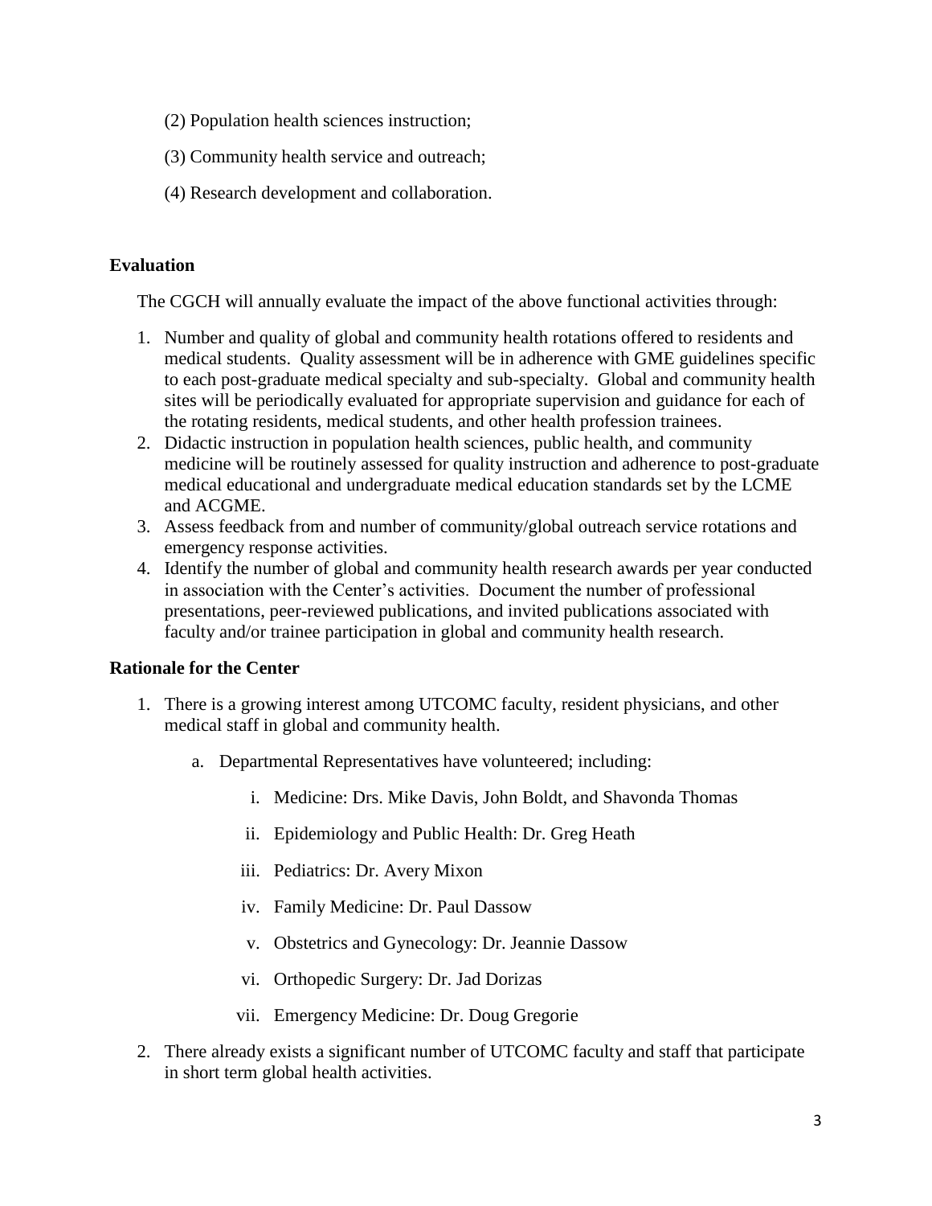(2) Population health sciences instruction;

(3) Community health service and outreach;

(4) Research development and collaboration.

**Evaluation**

The CGCH will annually evaluate the impact of the above functional activities through:

1. Number and quality of global and community health rotations offered to residents and medical students. Quality assessment will be in adherence with GME guidelines specific to each post-graduate medical specialty and sub-specialty. Global and community health sites will be periodically evaluated for appropriate supervision and guidance for each of the rotating residents, medical students, and other health profession trainees.
2. Didactic instruction in population health sciences, public health, and community medicine will be routinely assessed for quality instruction and adherence to post-graduate medical educational and undergraduate medical education standards set by the LCME and ACGME.
3. Assess feedback from and number of community/global outreach service rotations and emergency response activities.
4. Identify the number of global and community health research awards per year conducted in association with the Center's activities. Document the number of professional presentations, peer-reviewed publications, and invited publications associated with faculty and/or trainee participation in global and community health research.

**Rationale for the Center**

1. There is a growing interest among UTCOMC faculty, resident physicians, and other medical staff in global and community health.
   a. Departmental Representatives have volunteered; including:
      i. Medicine: Drs. Mike Davis, John Boldt, and Shavonda Thomas
      ii. Epidemiology and Public Health: Dr. Greg Heath
      iii. Pediatrics: Dr. Avery Mixon
      iv. Family Medicine: Dr. Paul Dassow
      v. Obstetrics and Gynecology: Dr. Jeannie Dassow
      vi. Orthopedic Surgery: Dr. Jad Dorizas
      vii. Emergency Medicine: Dr. Doug Gregorie
2. There already exists a significant number of UTCOMC faculty and staff that participate in short term global health activities.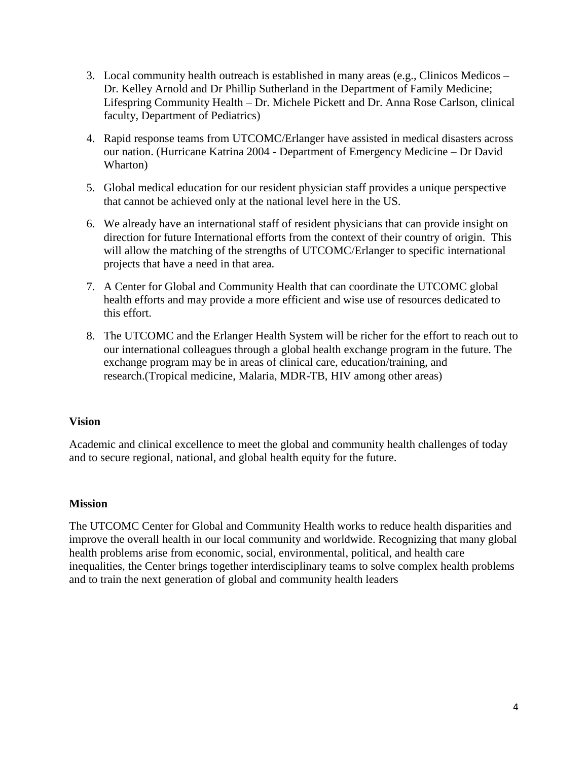3. Local community health outreach is established in many areas (e.g., Clinicos Medicos – Dr. Kelley Arnold and Dr Phillip Sutherland in the Department of Family Medicine; Lifespring Community Health – Dr. Michele Pickett and Dr. Anna Rose Carlson, clinical faculty, Department of Pediatrics)

4. Rapid response teams from UTCOMC/Erlanger have assisted in medical disasters across our nation. (Hurricane Katrina 2004 - Department of Emergency Medicine – Dr David Wharton)

5. Global medical education for our resident physician staff provides a unique perspective that cannot be achieved only at the national level here in the US.

6. We already have an international staff of resident physicians that can provide insight on direction for future International efforts from the context of their country of origin. This will allow the matching of the strengths of UTCOMC/Erlanger to specific international projects that have a need in that area.

7. A Center for Global and Community Health that can coordinate the UTCOMC global health efforts and may provide a more efficient and wise use of resources dedicated to this effort.

8. The UTCOMC and the Erlanger Health System will be richer for the effort to reach out to our international colleagues through a global health exchange program in the future. The exchange program may be in areas of clinical care, education/training, and research.(Tropical medicine, Malaria, MDR-TB, HIV among other areas)

**Vision**

Academic and clinical excellence to meet the global and community health challenges of today and to secure regional, national, and global health equity for the future.

**Mission**

The UTCOMC Center for Global and Community Health works to reduce health disparities and improve the overall health in our local community and worldwide. Recognizing that many global health problems arise from economic, social, environmental, political, and health care inequalities, the Center brings together interdisciplinary teams to solve complex health problems and to train the next generation of global and community health leaders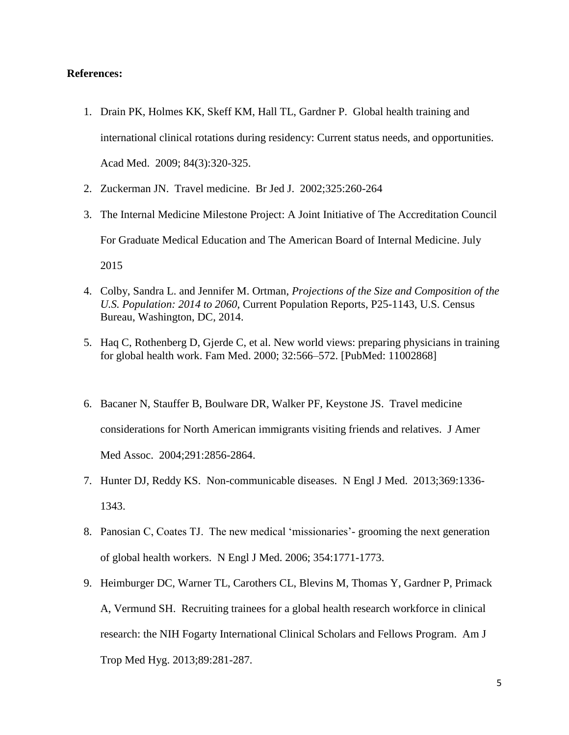**References:**

1. Drain PK, Holmes KK, Skeff KM, Hall TL, Gardner P. Global health training and international clinical rotations during residency: Current status needs, and opportunities. Acad Med. 2009; 84(3):320-325.
2. Zuckerman JN. Travel medicine. Br Jed J. 2002;325:260-264
3. The Internal Medicine Milestone Project: A Joint Initiative of The Accreditation Council For Graduate Medical Education and The American Board of Internal Medicine. July 2015
4. Colby, Sandra L. and Jennifer M. Ortman, *Projections of the Size and Composition of the U.S. Population: 2014 to 2060*, Current Population Reports, P25-1143, U.S. Census Bureau, Washington, DC, 2014.
5. Haq C, Rothenberg D, Gjerde C, et al. New world views: preparing physicians in training for global health work. Fam Med. 2000; 32:566–572. [PubMed: 11002868]
6. Bacaner N, Stauffer B, Boulware DR, Walker PF, Keystone JS. Travel medicine considerations for North American immigrants visiting friends and relatives. J Amer Med Assoc. 2004;291:2856-2864.
7. Hunter DJ, Reddy KS. Non-communicable diseases. N Engl J Med. 2013;369:1336-1343.
8. Panosian C, Coates TJ. The new medical 'missionaries'- grooming the next generation of global health workers. N Engl J Med. 2006; 354:1771-1773.
9. Heimburger DC, Warner TL, Carothers CL, Blevins M, Thomas Y, Gardner P, Primack A, Vermund SH. Recruiting trainees for a global health research workforce in clinical research: the NIH Fogarty International Clinical Scholars and Fellows Program. Am J Trop Med Hyg. 2013;89:281-287.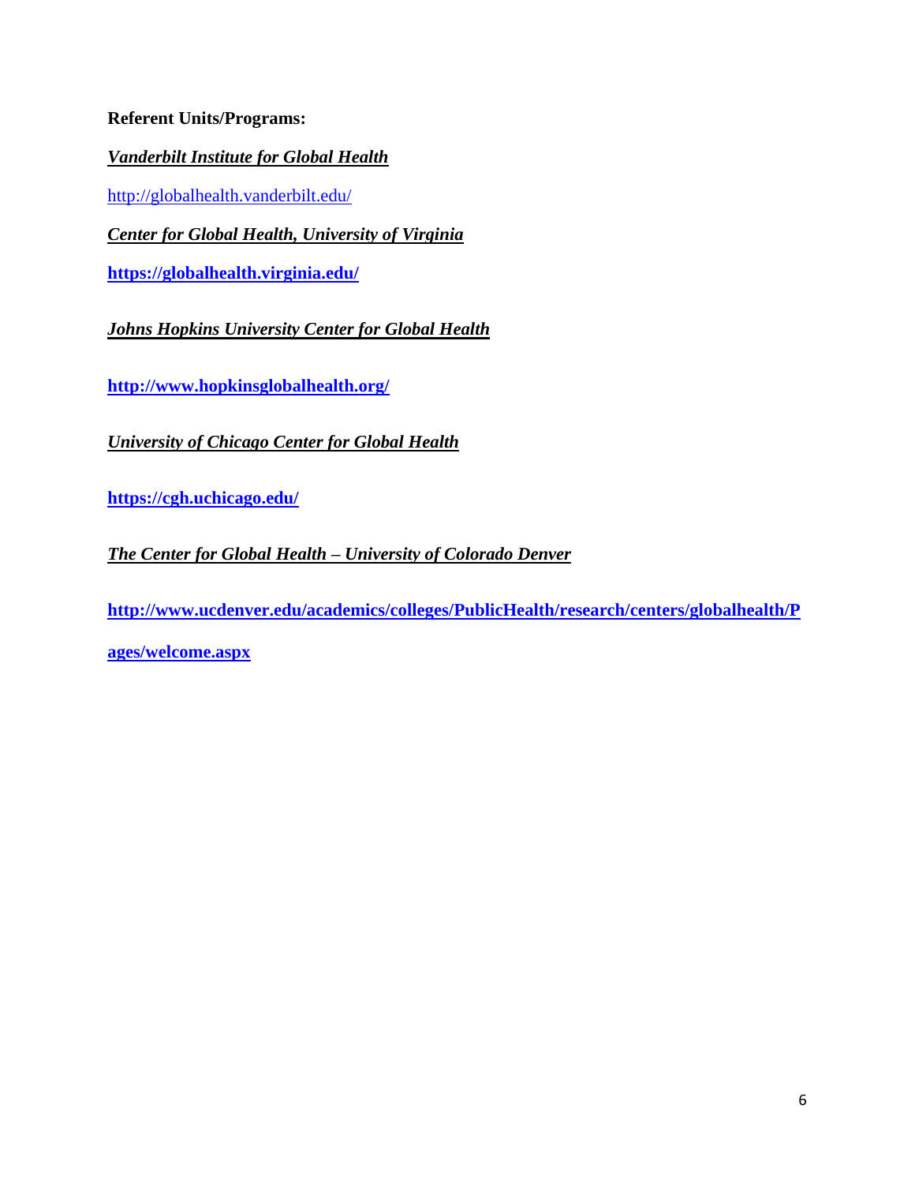**Referent Units/Programs:**

***Vanderbilt Institute for Global Health***

http://globalhealth.vanderbilt.edu/

***Center for Global Health, University of Virginia***

**https://globalhealth.virginia.edu/**

***Johns Hopkins University Center for Global Health***

**http://www.hopkinsglobalhealth.org/**

***University of Chicago Center for Global Health***

**https://cgh.uchicago.edu/**

***The Center for Global Health – University of Colorado Denver***

**http://www.ucdenver.edu/academics/colleges/PublicHealth/research/centers/globalhealth/Pages/welcome.aspx**